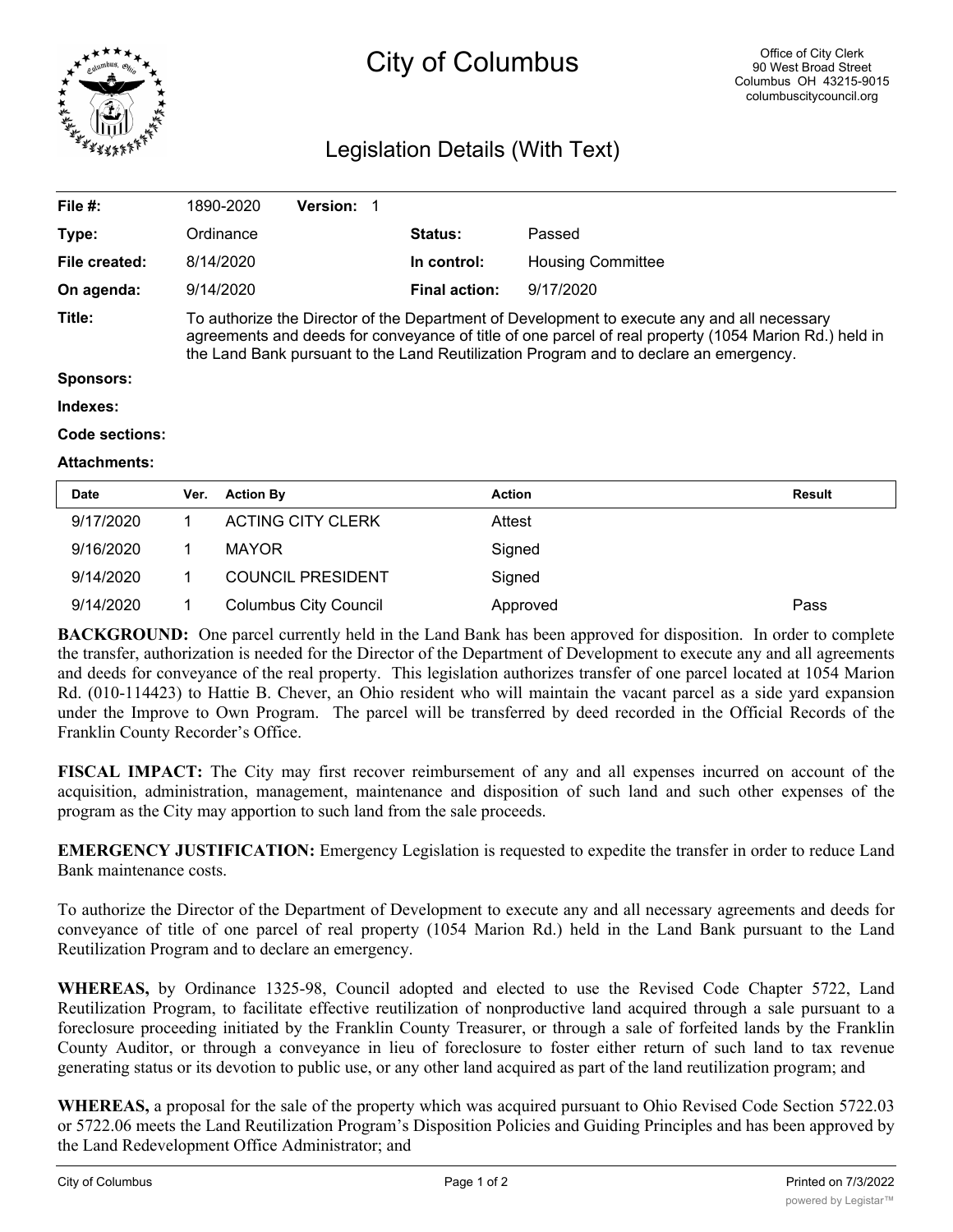# City of Columbus

Office of City Clerk
90 West Broad Street
Columbus OH 43215-9015
columbuscitycouncil.org

## Legislation Details (With Text)

| | | | |
|---|---|---|---|
| **File #:** | 1890-2020 **Version:** 1 | | |
| **Type:** | Ordinance | **Status:** | Passed |
| **File created:** | 8/14/2020 | **In control:** | Housing Committee |
| **On agenda:** | 9/14/2020 | **Final action:** | 9/17/2020 |
| **Title:** | To authorize the Director of the Department of Development to execute any and all necessary agreements and deeds for conveyance of title of one parcel of real property (1054 Marion Rd.) held in the Land Bank pursuant to the Land Reutilization Program and to declare an emergency. | | |
| **Sponsors:** | | | |
| **Indexes:** | | | |
| **Code sections:** | | | |
| **Attachments:** | | | |

| Date | Ver. | Action By | Action | Result |
|---|---|---|---|---|
| 9/17/2020 | 1 | ACTING CITY CLERK | Attest | |
| 9/16/2020 | 1 | MAYOR | Signed | |
| 9/14/2020 | 1 | COUNCIL PRESIDENT | Signed | |
| 9/14/2020 | 1 | Columbus City Council | Approved | Pass |

**BACKGROUND:** One parcel currently held in the Land Bank has been approved for disposition. In order to complete the transfer, authorization is needed for the Director of the Department of Development to execute any and all agreements and deeds for conveyance of the real property. This legislation authorizes transfer of one parcel located at 1054 Marion Rd. (010-114423) to Hattie B. Chever, an Ohio resident who will maintain the vacant parcel as a side yard expansion under the Improve to Own Program. The parcel will be transferred by deed recorded in the Official Records of the Franklin County Recorder's Office.

**FISCAL IMPACT:** The City may first recover reimbursement of any and all expenses incurred on account of the acquisition, administration, management, maintenance and disposition of such land and such other expenses of the program as the City may apportion to such land from the sale proceeds.

**EMERGENCY JUSTIFICATION:** Emergency Legislation is requested to expedite the transfer in order to reduce Land Bank maintenance costs.

To authorize the Director of the Department of Development to execute any and all necessary agreements and deeds for conveyance of title of one parcel of real property (1054 Marion Rd.) held in the Land Bank pursuant to the Land Reutilization Program and to declare an emergency.

**WHEREAS,** by Ordinance 1325-98, Council adopted and elected to use the Revised Code Chapter 5722, Land Reutilization Program, to facilitate effective reutilization of nonproductive land acquired through a sale pursuant to a foreclosure proceeding initiated by the Franklin County Treasurer, or through a sale of forfeited lands by the Franklin County Auditor, or through a conveyance in lieu of foreclosure to foster either return of such land to tax revenue generating status or its devotion to public use, or any other land acquired as part of the land reutilization program; and

**WHEREAS,** a proposal for the sale of the property which was acquired pursuant to Ohio Revised Code Section 5722.03 or 5722.06 meets the Land Reutilization Program's Disposition Policies and Guiding Principles and has been approved by the Land Redevelopment Office Administrator; and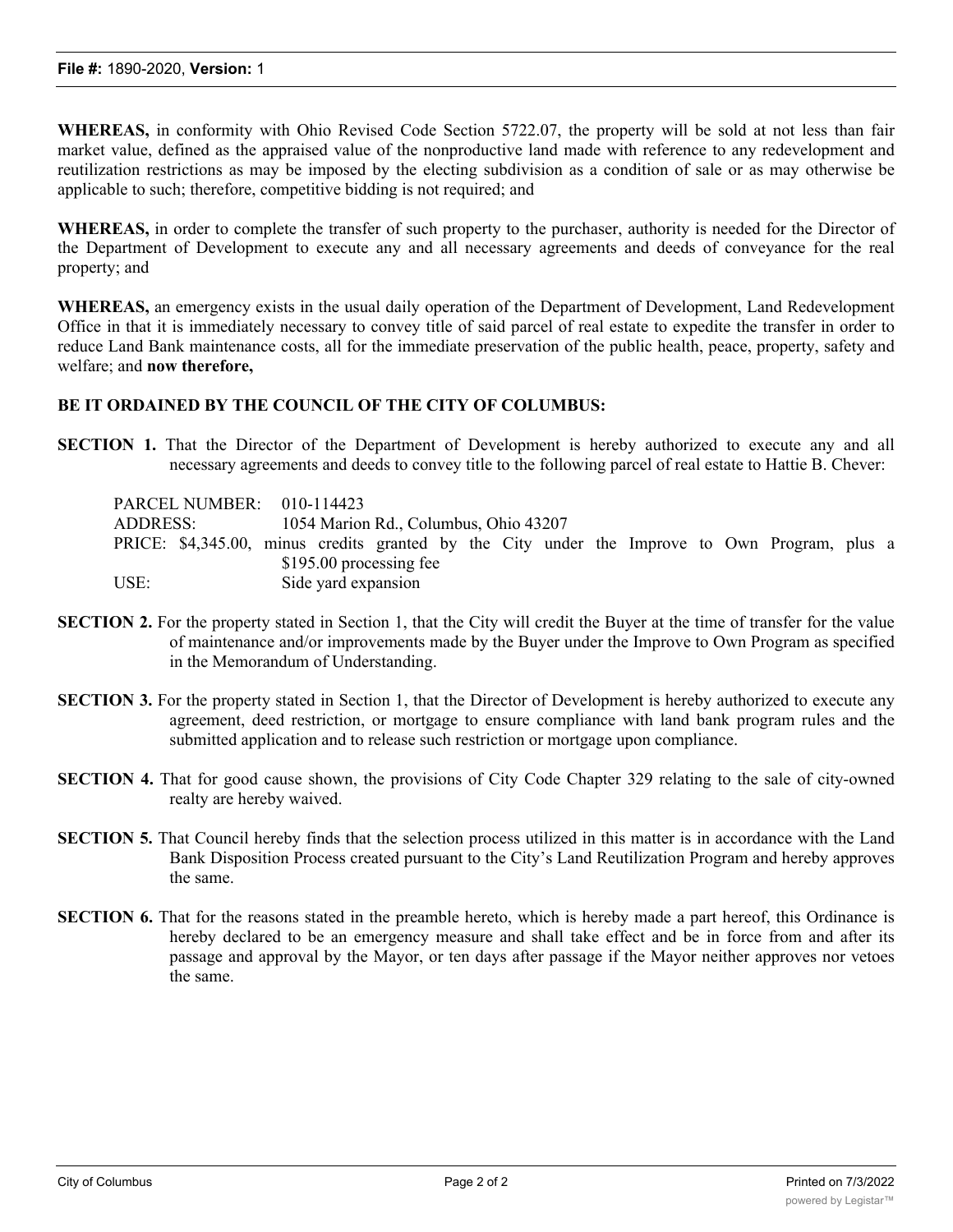**WHEREAS,** in conformity with Ohio Revised Code Section 5722.07, the property will be sold at not less than fair market value, defined as the appraised value of the nonproductive land made with reference to any redevelopment and reutilization restrictions as may be imposed by the electing subdivision as a condition of sale or as may otherwise be applicable to such; therefore, competitive bidding is not required; and

**WHEREAS,** in order to complete the transfer of such property to the purchaser, authority is needed for the Director of the Department of Development to execute any and all necessary agreements and deeds of conveyance for the real property; and

**WHEREAS,** an emergency exists in the usual daily operation of the Department of Development, Land Redevelopment Office in that it is immediately necessary to convey title of said parcel of real estate to expedite the transfer in order to reduce Land Bank maintenance costs, all for the immediate preservation of the public health, peace, property, safety and welfare; and **now therefore,**

**BE IT ORDAINED BY THE COUNCIL OF THE CITY OF COLUMBUS:**

**SECTION 1.** That the Director of the Department of Development is hereby authorized to execute any and all necessary agreements and deeds to convey title to the following parcel of real estate to Hattie B. Chever:

PARCEL NUMBER: 010-114423
ADDRESS: 1054 Marion Rd., Columbus, Ohio 43207
PRICE: $4,345.00, minus credits granted by the City under the Improve to Own Program, plus a $195.00 processing fee
USE: Side yard expansion

**SECTION 2.** For the property stated in Section 1, that the City will credit the Buyer at the time of transfer for the value of maintenance and/or improvements made by the Buyer under the Improve to Own Program as specified in the Memorandum of Understanding.

**SECTION 3.** For the property stated in Section 1, that the Director of Development is hereby authorized to execute any agreement, deed restriction, or mortgage to ensure compliance with land bank program rules and the submitted application and to release such restriction or mortgage upon compliance.

**SECTION 4.** That for good cause shown, the provisions of City Code Chapter 329 relating to the sale of city-owned realty are hereby waived.

**SECTION 5.** That Council hereby finds that the selection process utilized in this matter is in accordance with the Land Bank Disposition Process created pursuant to the City's Land Reutilization Program and hereby approves the same.

**SECTION 6.** That for the reasons stated in the preamble hereto, which is hereby made a part hereof, this Ordinance is hereby declared to be an emergency measure and shall take effect and be in force from and after its passage and approval by the Mayor, or ten days after passage if the Mayor neither approves nor vetoes the same.